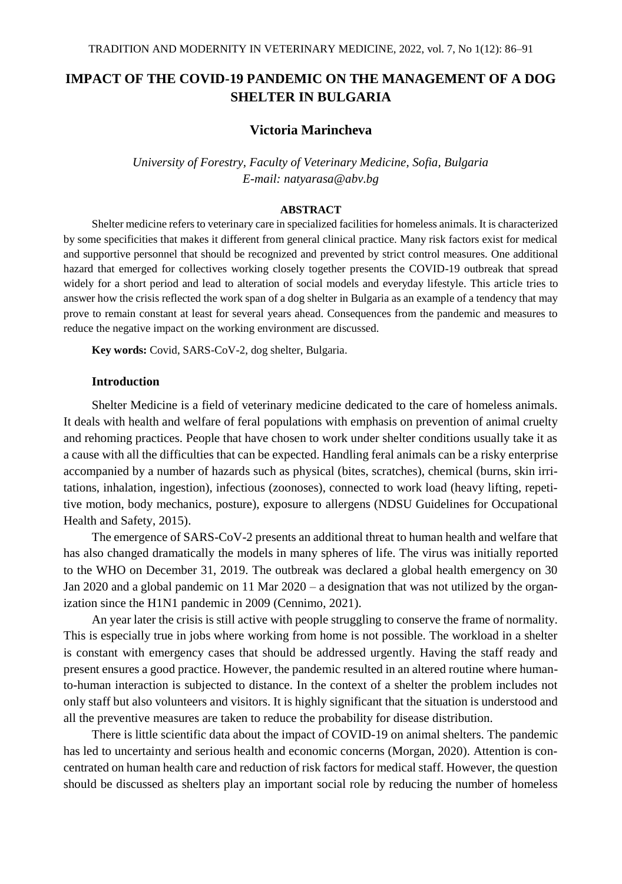# IMPACT OF THE COVID-19 PANDEMIC ON THE MANAGEMENT OF A DOG SHELTER IN BULGARIA

**Victoria Marincheva**

*University of Forestry, Faculty of Veterinary Medicine, Sofia, Bulgaria*
*E-mail: natyarasa@abv.bg*

## ABSTRACT

Shelter medicine refers to veterinary care in specialized facilities for homeless animals. It is characterized by some specificities that makes it different from general clinical practice. Many risk factors exist for medical and supportive personnel that should be recognized and prevented by strict control measures. One additional hazard that emerged for collectives working closely together presents the COVID-19 outbreak that spread widely for a short period and lead to alteration of social models and everyday lifestyle. This article tries to answer how the crisis reflected the work span of a dog shelter in Bulgaria as an example of a tendency that may prove to remain constant at least for several years ahead. Consequences from the pandemic and measures to reduce the negative impact on the working environment are discussed.

**Key words:** Covid, SARS-CoV-2, dog shelter, Bulgaria.

## Introduction

Shelter Medicine is a field of veterinary medicine dedicated to the care of homeless animals. It deals with health and welfare of feral populations with emphasis on prevention of animal cruelty and rehoming practices. People that have chosen to work under shelter conditions usually take it as a cause with all the difficulties that can be expected. Handling feral animals can be a risky enterprise accompanied by a number of hazards such as physical (bites, scratches), chemical (burns, skin irritations, inhalation, ingestion), infectious (zoonoses), connected to work load (heavy lifting, repetitive motion, body mechanics, posture), exposure to allergens (NDSU Guidelines for Occupational Health and Safety, 2015).

The emergence of SARS-CoV-2 presents an additional threat to human health and welfare that has also changed dramatically the models in many spheres of life. The virus was initially reported to the WHO on December 31, 2019. The outbreak was declared a global health emergency on 30 Jan 2020 and a global pandemic on 11 Mar 2020 – a designation that was not utilized by the organization since the H1N1 pandemic in 2009 (Cennimo, 2021).

An year later the crisis is still active with people struggling to conserve the frame of normality. This is especially true in jobs where working from home is not possible. The workload in a shelter is constant with emergency cases that should be addressed urgently. Having the staff ready and present ensures a good practice. However, the pandemic resulted in an altered routine where human-to-human interaction is subjected to distance. In the context of a shelter the problem includes not only staff but also volunteers and visitors. It is highly significant that the situation is understood and all the preventive measures are taken to reduce the probability for disease distribution.

There is little scientific data about the impact of COVID-19 on animal shelters. The pandemic has led to uncertainty and serious health and economic concerns (Morgan, 2020). Attention is concentrated on human health care and reduction of risk factors for medical staff. However, the question should be discussed as shelters play an important social role by reducing the number of homeless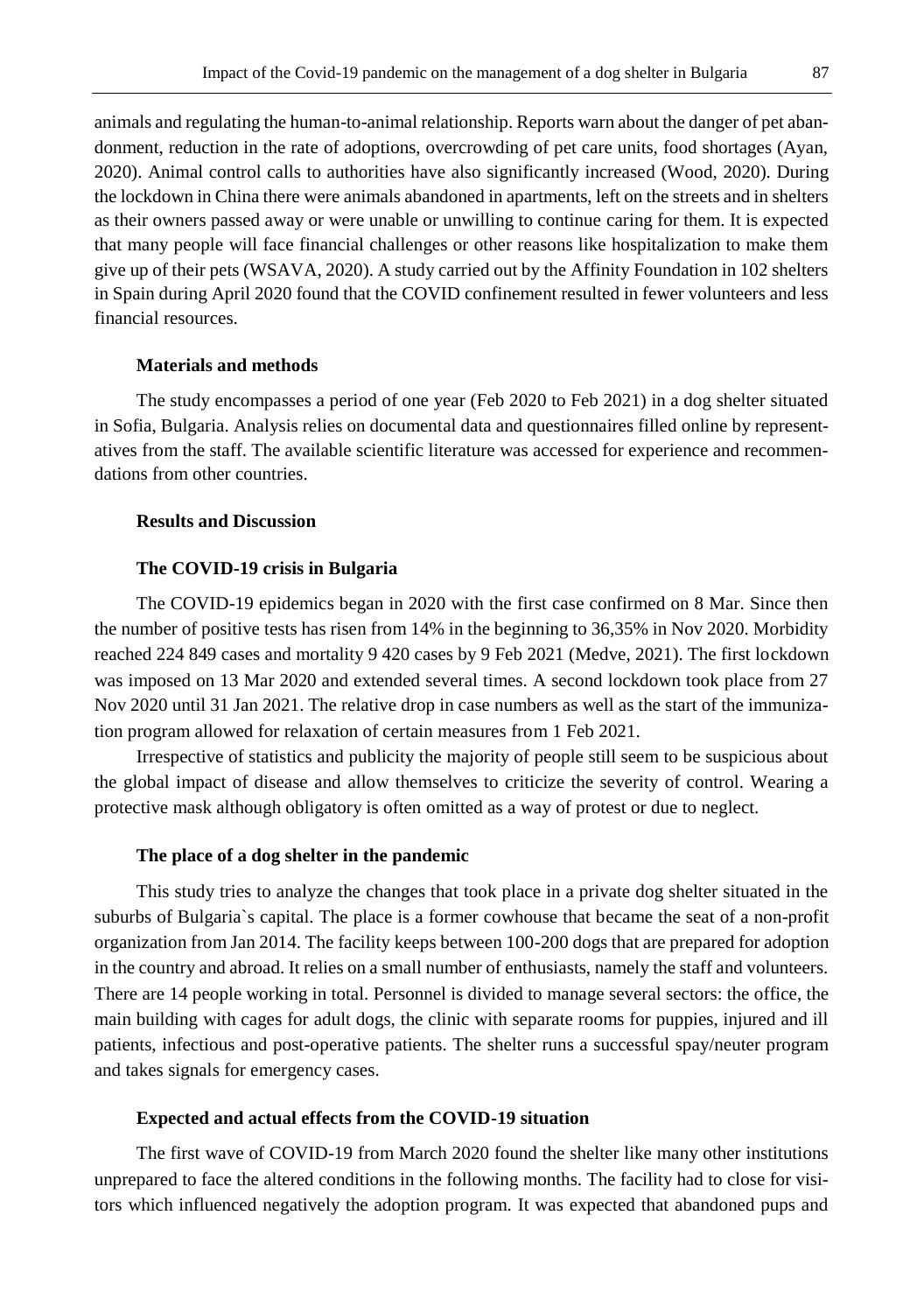animals and regulating the human-to-animal relationship. Reports warn about the danger of pet abandonment, reduction in the rate of adoptions, overcrowding of pet care units, food shortages (Ayan, 2020). Animal control calls to authorities have also significantly increased (Wood, 2020). During the lockdown in China there were animals abandoned in apartments, left on the streets and in shelters as their owners passed away or were unable or unwilling to continue caring for them. It is expected that many people will face financial challenges or other reasons like hospitalization to make them give up of their pets (WSAVA, 2020). A study carried out by the Affinity Foundation in 102 shelters in Spain during April 2020 found that the COVID confinement resulted in fewer volunteers and less financial resources.

## Materials and methods

The study encompasses a period of one year (Feb 2020 to Feb 2021) in a dog shelter situated in Sofia, Bulgaria. Analysis relies on documental data and questionnaires filled online by representatives from the staff. The available scientific literature was accessed for experience and recommendations from other countries.

## Results and Discussion

### The COVID-19 crisis in Bulgaria

The COVID-19 epidemics began in 2020 with the first case confirmed on 8 Mar. Since then the number of positive tests has risen from 14% in the beginning to 36,35% in Nov 2020. Morbidity reached 224 849 cases and mortality 9 420 cases by 9 Feb 2021 (Medve, 2021). The first lockdown was imposed on 13 Mar 2020 and extended several times. A second lockdown took place from 27 Nov 2020 until 31 Jan 2021. The relative drop in case numbers as well as the start of the immunization program allowed for relaxation of certain measures from 1 Feb 2021.

Irrespective of statistics and publicity the majority of people still seem to be suspicious about the global impact of disease and allow themselves to criticize the severity of control. Wearing a protective mask although obligatory is often omitted as a way of protest or due to neglect.

### The place of a dog shelter in the pandemic

This study tries to analyze the changes that took place in a private dog shelter situated in the suburbs of Bulgaria`s capital. The place is a former cowhouse that became the seat of a non-profit organization from Jan 2014. The facility keeps between 100-200 dogs that are prepared for adoption in the country and abroad. It relies on a small number of enthusiasts, namely the staff and volunteers. There are 14 people working in total. Personnel is divided to manage several sectors: the office, the main building with cages for adult dogs, the clinic with separate rooms for puppies, injured and ill patients, infectious and post-operative patients. The shelter runs a successful spay/neuter program and takes signals for emergency cases.

### Expected and actual effects from the COVID-19 situation

The first wave of COVID-19 from March 2020 found the shelter like many other institutions unprepared to face the altered conditions in the following months. The facility had to close for visitors which influenced negatively the adoption program. It was expected that abandoned pups and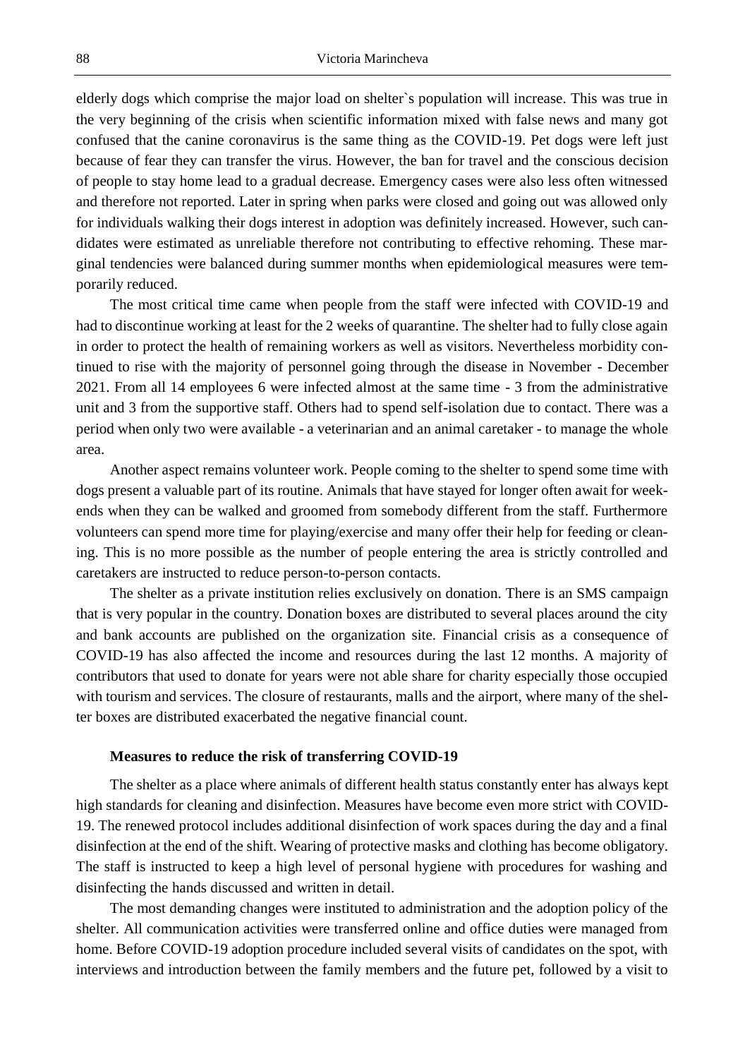elderly dogs which comprise the major load on shelter`s population will increase. This was true in the very beginning of the crisis when scientific information mixed with false news and many got confused that the canine coronavirus is the same thing as the COVID-19. Pet dogs were left just because of fear they can transfer the virus. However, the ban for travel and the conscious decision of people to stay home lead to a gradual decrease. Emergency cases were also less often witnessed and therefore not reported. Later in spring when parks were closed and going out was allowed only for individuals walking their dogs interest in adoption was definitely increased. However, such candidates were estimated as unreliable therefore not contributing to effective rehoming. These marginal tendencies were balanced during summer months when epidemiological measures were temporarily reduced.

The most critical time came when people from the staff were infected with COVID-19 and had to discontinue working at least for the 2 weeks of quarantine. The shelter had to fully close again in order to protect the health of remaining workers as well as visitors. Nevertheless morbidity continued to rise with the majority of personnel going through the disease in November - December 2021. From all 14 employees 6 were infected almost at the same time - 3 from the administrative unit and 3 from the supportive staff. Others had to spend self-isolation due to contact. There was a period when only two were available - a veterinarian and an animal caretaker - to manage the whole area.

Another aspect remains volunteer work. People coming to the shelter to spend some time with dogs present a valuable part of its routine. Animals that have stayed for longer often await for weekends when they can be walked and groomed from somebody different from the staff. Furthermore volunteers can spend more time for playing/exercise and many offer their help for feeding or cleaning. This is no more possible as the number of people entering the area is strictly controlled and caretakers are instructed to reduce person-to-person contacts.

The shelter as a private institution relies exclusively on donation. There is an SMS campaign that is very popular in the country. Donation boxes are distributed to several places around the city and bank accounts are published on the organization site. Financial crisis as a consequence of COVID-19 has also affected the income and resources during the last 12 months. A majority of contributors that used to donate for years were not able share for charity especially those occupied with tourism and services. The closure of restaurants, malls and the airport, where many of the shelter boxes are distributed exacerbated the negative financial count.

#### Measures to reduce the risk of transferring COVID-19

The shelter as a place where animals of different health status constantly enter has always kept high standards for cleaning and disinfection. Measures have become even more strict with COVID-19. The renewed protocol includes additional disinfection of work spaces during the day and a final disinfection at the end of the shift. Wearing of protective masks and clothing has become obligatory. The staff is instructed to keep a high level of personal hygiene with procedures for washing and disinfecting the hands discussed and written in detail.

The most demanding changes were instituted to administration and the adoption policy of the shelter. All communication activities were transferred online and office duties were managed from home. Before COVID-19 adoption procedure included several visits of candidates on the spot, with interviews and introduction between the family members and the future pet, followed by a visit to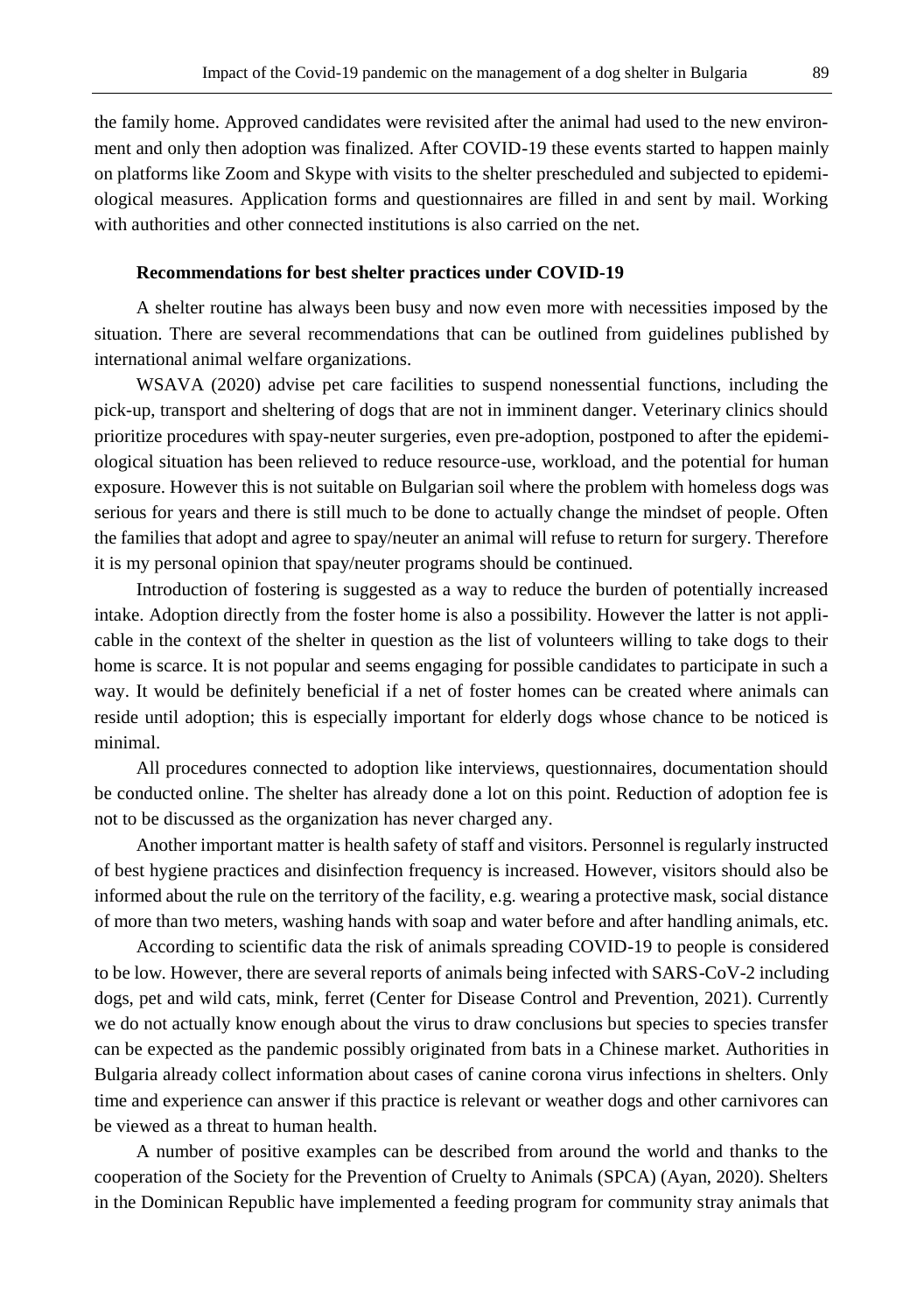the family home. Approved candidates were revisited after the animal had used to the new environment and only then adoption was finalized. After COVID-19 these events started to happen mainly on platforms like Zoom and Skype with visits to the shelter prescheduled and subjected to epidemiological measures. Application forms and questionnaires are filled in and sent by mail. Working with authorities and other connected institutions is also carried on the net.

### Recommendations for best shelter practices under COVID-19

A shelter routine has always been busy and now even more with necessities imposed by the situation. There are several recommendations that can be outlined from guidelines published by international animal welfare organizations.

WSAVA (2020) advise pet care facilities to suspend nonessential functions, including the pick-up, transport and sheltering of dogs that are not in imminent danger. Veterinary clinics should prioritize procedures with spay-neuter surgeries, even pre-adoption, postponed to after the epidemiological situation has been relieved to reduce resource-use, workload, and the potential for human exposure. However this is not suitable on Bulgarian soil where the problem with homeless dogs was serious for years and there is still much to be done to actually change the mindset of people. Often the families that adopt and agree to spay/neuter an animal will refuse to return for surgery. Therefore it is my personal opinion that spay/neuter programs should be continued.

Introduction of fostering is suggested as a way to reduce the burden of potentially increased intake. Adoption directly from the foster home is also a possibility. However the latter is not applicable in the context of the shelter in question as the list of volunteers willing to take dogs to their home is scarce. It is not popular and seems engaging for possible candidates to participate in such a way. It would be definitely beneficial if a net of foster homes can be created where animals can reside until adoption; this is especially important for elderly dogs whose chance to be noticed is minimal.

All procedures connected to adoption like interviews, questionnaires, documentation should be conducted online. The shelter has already done a lot on this point. Reduction of adoption fee is not to be discussed as the organization has never charged any.

Another important matter is health safety of staff and visitors. Personnel is regularly instructed of best hygiene practices and disinfection frequency is increased. However, visitors should also be informed about the rule on the territory of the facility, e.g. wearing a protective mask, social distance of more than two meters, washing hands with soap and water before and after handling animals, etc.

According to scientific data the risk of animals spreading COVID-19 to people is considered to be low. However, there are several reports of animals being infected with SARS-CoV-2 including dogs, pet and wild cats, mink, ferret (Center for Disease Control and Prevention, 2021). Currently we do not actually know enough about the virus to draw conclusions but species to species transfer can be expected as the pandemic possibly originated from bats in a Chinese market. Authorities in Bulgaria already collect information about cases of canine corona virus infections in shelters. Only time and experience can answer if this practice is relevant or weather dogs and other carnivores can be viewed as a threat to human health.

A number of positive examples can be described from around the world and thanks to the cooperation of the Society for the Prevention of Cruelty to Animals (SPCA) (Ayan, 2020). Shelters in the Dominican Republic have implemented a feeding program for community stray animals that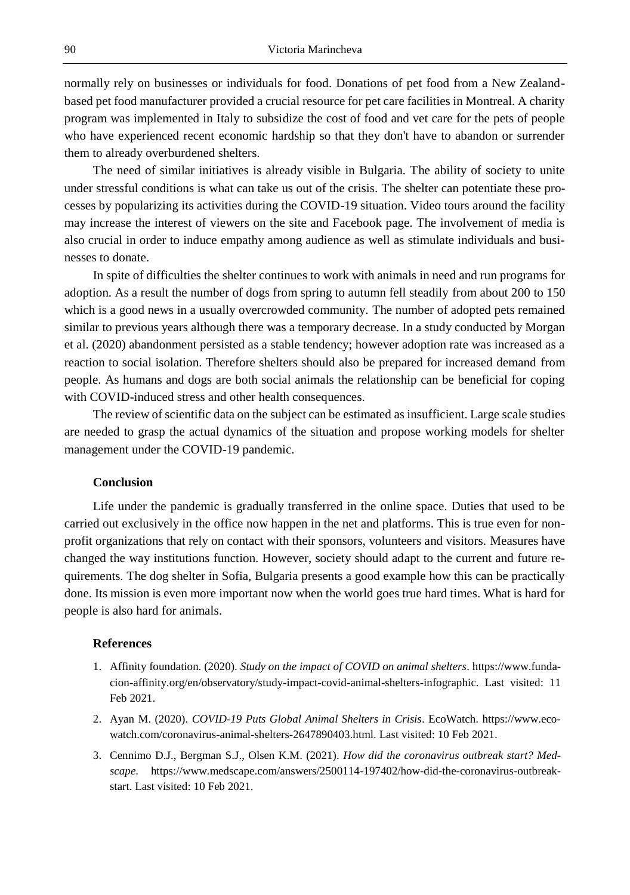normally rely on businesses or individuals for food. Donations of pet food from a New Zealand-based pet food manufacturer provided a crucial resource for pet care facilities in Montreal. A charity program was implemented in Italy to subsidize the cost of food and vet care for the pets of people who have experienced recent economic hardship so that they don't have to abandon or surrender them to already overburdened shelters.

The need of similar initiatives is already visible in Bulgaria. The ability of society to unite under stressful conditions is what can take us out of the crisis. The shelter can potentiate these processes by popularizing its activities during the COVID-19 situation. Video tours around the facility may increase the interest of viewers on the site and Facebook page. The involvement of media is also crucial in order to induce empathy among audience as well as stimulate individuals and businesses to donate.

In spite of difficulties the shelter continues to work with animals in need and run programs for adoption. As a result the number of dogs from spring to autumn fell steadily from about 200 to 150 which is a good news in a usually overcrowded community. The number of adopted pets remained similar to previous years although there was a temporary decrease. In a study conducted by Morgan et al. (2020) abandonment persisted as a stable tendency; however adoption rate was increased as a reaction to social isolation. Therefore shelters should also be prepared for increased demand from people. As humans and dogs are both social animals the relationship can be beneficial for coping with COVID-induced stress and other health consequences.

The review of scientific data on the subject can be estimated as insufficient. Large scale studies are needed to grasp the actual dynamics of the situation and propose working models for shelter management under the COVID-19 pandemic.

## Conclusion

Life under the pandemic is gradually transferred in the online space. Duties that used to be carried out exclusively in the office now happen in the net and platforms. This is true even for non-profit organizations that rely on contact with their sponsors, volunteers and visitors. Measures have changed the way institutions function. However, society should adapt to the current and future requirements. The dog shelter in Sofia, Bulgaria presents a good example how this can be practically done. Its mission is even more important now when the world goes true hard times. What is hard for people is also hard for animals.

## References

1. Affinity foundation. (2020). *Study on the impact of COVID on animal shelters*. https://www.fundacion-affinity.org/en/observatory/study-impact-covid-animal-shelters-infographic. Last visited: 11 Feb 2021.
2. Ayan M. (2020). *COVID-19 Puts Global Animal Shelters in Crisis*. EcoWatch. https://www.ecowatch.com/coronavirus-animal-shelters-2647890403.html. Last visited: 10 Feb 2021.
3. Cennimo D.J., Bergman S.J., Olsen K.M. (2021). *How did the coronavirus outbreak start? Medscape.* https://www.medscape.com/answers/2500114-197402/how-did-the-coronavirus-outbreak-start. Last visited: 10 Feb 2021.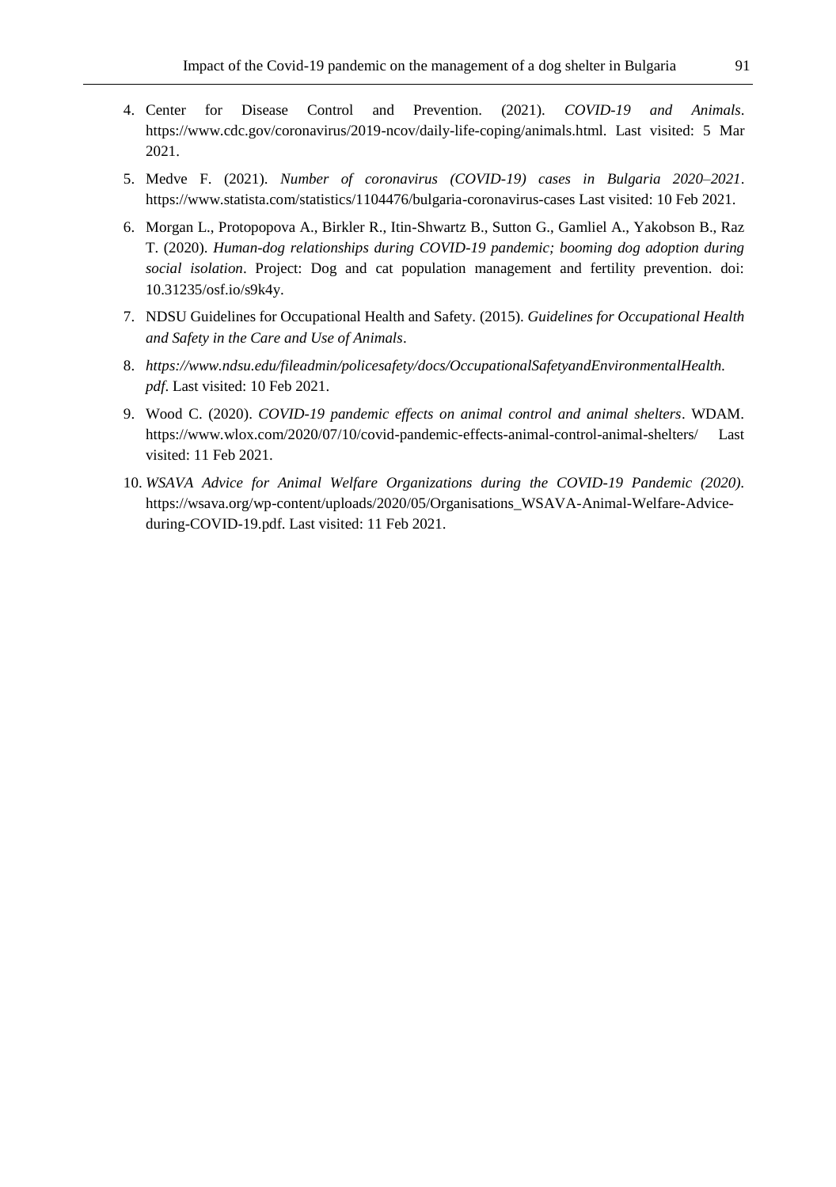4. Center for Disease Control and Prevention. (2021). *COVID-19 and Animals*. https://www.cdc.gov/coronavirus/2019-ncov/daily-life-coping/animals.html. Last visited: 5 Mar 2021.
5. Medve F. (2021). *Number of coronavirus (COVID-19) cases in Bulgaria 2020–2021*. https://www.statista.com/statistics/1104476/bulgaria-coronavirus-cases Last visited: 10 Feb 2021.
6. Morgan L., Protopopova A., Birkler R., Itin-Shwartz B., Sutton G., Gamliel A., Yakobson B., Raz T. (2020). *Human-dog relationships during COVID-19 pandemic; booming dog adoption during social isolation*. Project: Dog and cat population management and fertility prevention. doi: 10.31235/osf.io/s9k4y.
7. NDSU Guidelines for Occupational Health and Safety. (2015). *Guidelines for Occupational Health and Safety in the Care and Use of Animals*.
8. *https://www.ndsu.edu/fileadmin/policesafety/docs/OccupationalSafetyandEnvironmentalHealth.pdf*. Last visited: 10 Feb 2021.
9. Wood C. (2020). *COVID-19 pandemic effects on animal control and animal shelters*. WDAM. https://www.wlox.com/2020/07/10/covid-pandemic-effects-animal-control-animal-shelters/ Last visited: 11 Feb 2021.
10. *WSAVA Advice for Animal Welfare Organizations during the COVID-19 Pandemic (2020)*. https://wsava.org/wp-content/uploads/2020/05/Organisations_WSAVA-Animal-Welfare-Advice-during-COVID-19.pdf. Last visited: 11 Feb 2021.